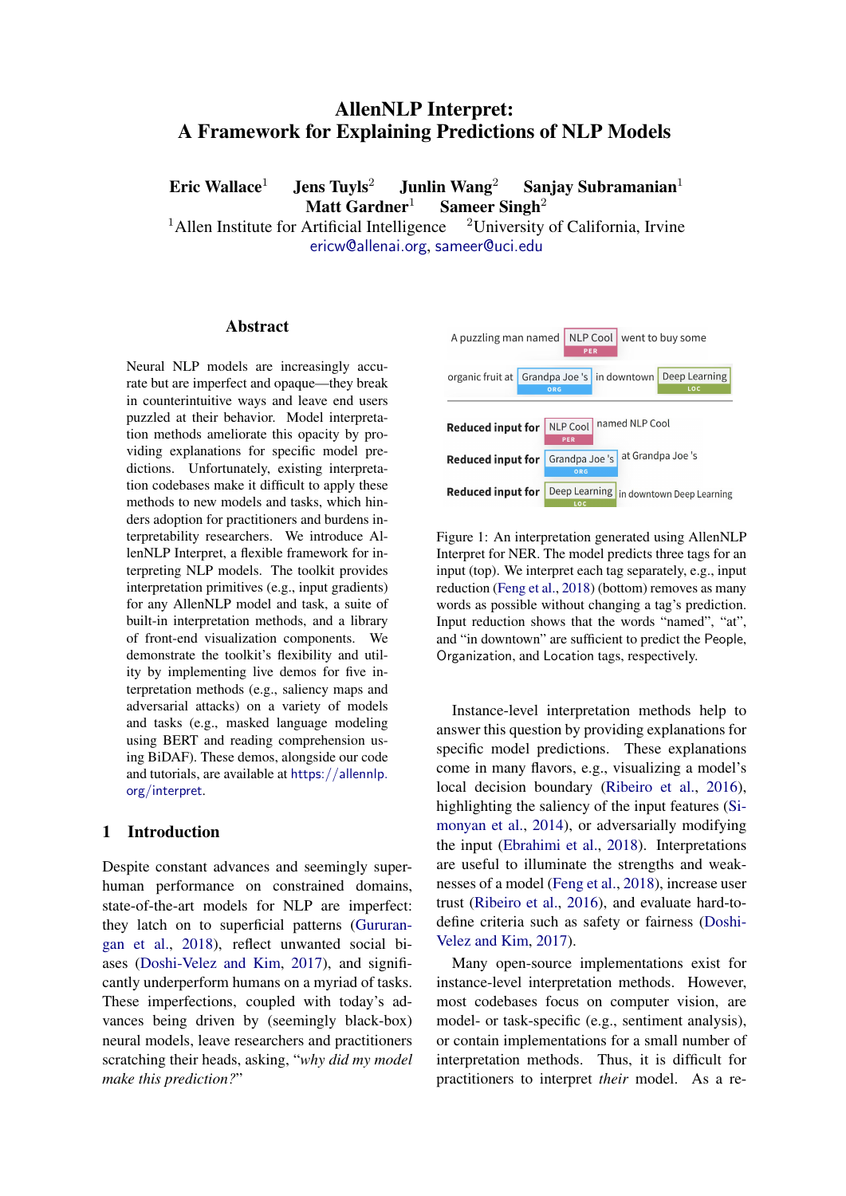# AllenNLP Interpret: A Framework for Explaining Predictions of NLP Models

**Eric Wallace**[1] **Jens Tuyls**[2] **Junlin Wang**[2] **Sanjay Subramanian**[1] **Matt Gardner**[1] **Sameer Singh**[2]

[1]Allen Institute for Artificial Intelligence [2]University of California, Irvine

ericw@allenai.org, sameer@uci.edu

## Abstract

Neural NLP models are increasingly accurate but are imperfect and opaque—they break in counterintuitive ways and leave end users puzzled at their behavior. Model interpretation methods ameliorate this opacity by providing explanations for specific model predictions. Unfortunately, existing interpretation codebases make it difficult to apply these methods to new models and tasks, which hinders adoption for practitioners and burdens interpretability researchers. We introduce AllenNLP Interpret, a flexible framework for interpreting NLP models. The toolkit provides interpretation primitives (e.g., input gradients) for any AllenNLP model and task, a suite of built-in interpretation methods, and a library of front-end visualization components. We demonstrate the toolkit's flexibility and utility by implementing live demos for five interpretation methods (e.g., saliency maps and adversarial attacks) on a variety of models and tasks (e.g., masked language modeling using BERT and reading comprehension using BiDAF). These demos, alongside our code and tutorials, are available at https://allennlp.org/interpret.

## 1 Introduction

Despite constant advances and seemingly superhuman performance on constrained domains, state-of-the-art models for NLP are imperfect: they latch on to superficial patterns (Gururangan et al., 2018), reflect unwanted social biases (Doshi-Velez and Kim, 2017), and significantly underperform humans on a myriad of tasks. These imperfections, coupled with today's advances being driven by (seemingly black-box) neural models, leave researchers and practitioners scratching their heads, asking, "*why did my model make this prediction?*"

A puzzling man named NLP Cool (PER) went to buy some organic fruit at Grandpa Joe 's (ORG) in downtown Deep Learning (LOC)

Reduced input for NLP Cool (PER): named NLP Cool

Reduced input for Grandpa Joe 's (ORG): at Grandpa Joe 's

Reduced input for Deep Learning (LOC): in downtown Deep Learning

Figure 1: An interpretation generated using AllenNLP Interpret for NER. The model predicts three tags for an input (top). We interpret each tag separately, e.g., input reduction (Feng et al., 2018) (bottom) removes as many words as possible without changing a tag's prediction. Input reduction shows that the words "named", "at", and "in downtown" are sufficient to predict the People, Organization, and Location tags, respectively.

Instance-level interpretation methods help to answer this question by providing explanations for specific model predictions. These explanations come in many flavors, e.g., visualizing a model's local decision boundary (Ribeiro et al., 2016), highlighting the saliency of the input features (Simonyan et al., 2014), or adversarially modifying the input (Ebrahimi et al., 2018). Interpretations are useful to illuminate the strengths and weaknesses of a model (Feng et al., 2018), increase user trust (Ribeiro et al., 2016), and evaluate hard-to-define criteria such as safety or fairness (Doshi-Velez and Kim, 2017).

Many open-source implementations exist for instance-level interpretation methods. However, most codebases focus on computer vision, are model- or task-specific (e.g., sentiment analysis), or contain implementations for a small number of interpretation methods. Thus, it is difficult for practitioners to interpret *their* model. As a re-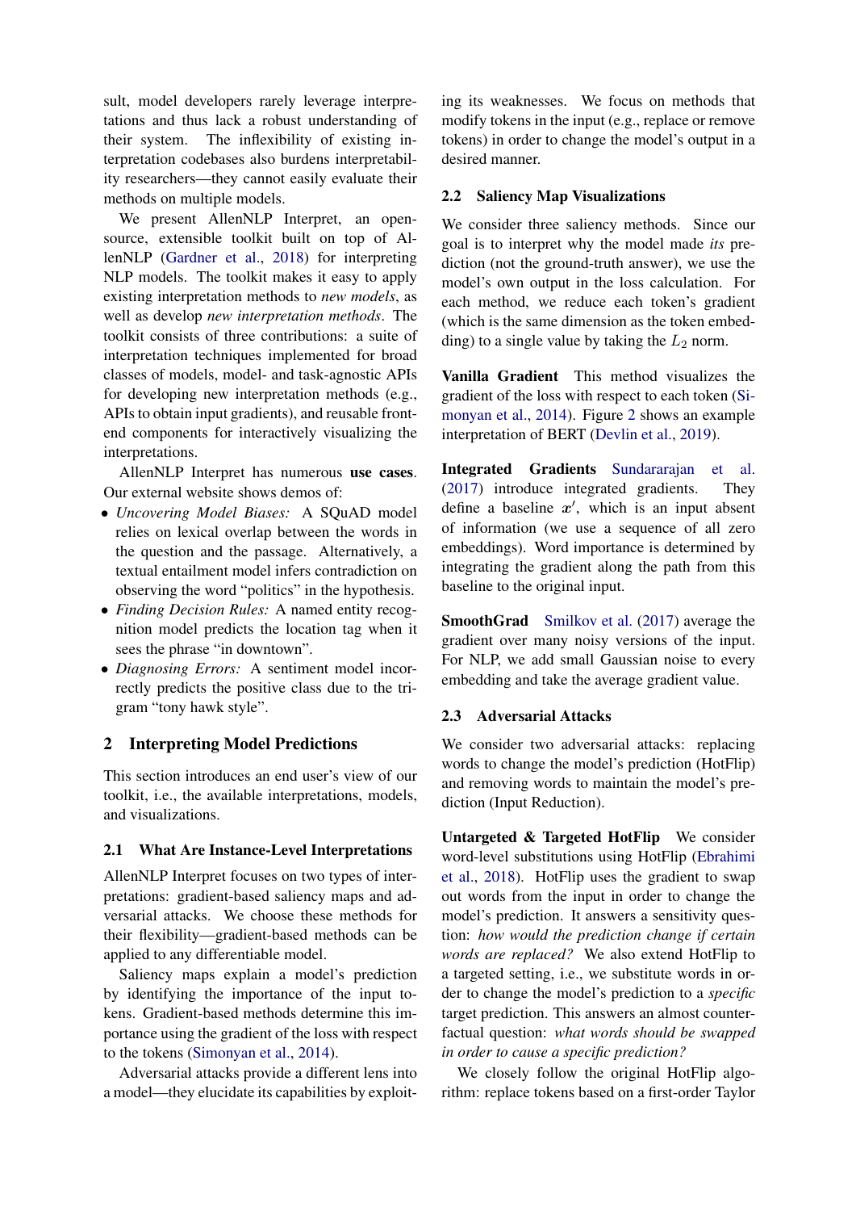sult, model developers rarely leverage interpretations and thus lack a robust understanding of their system. The inflexibility of existing interpretation codebases also burdens interpretability researchers—they cannot easily evaluate their methods on multiple models.

We present AllenNLP Interpret, an open-source, extensible toolkit built on top of AllenNLP (Gardner et al., 2018) for interpreting NLP models. The toolkit makes it easy to apply existing interpretation methods to *new models*, as well as develop *new interpretation methods*. The toolkit consists of three contributions: a suite of interpretation techniques implemented for broad classes of models, model- and task-agnostic APIs for developing new interpretation methods (e.g., APIs to obtain input gradients), and reusable front-end components for interactively visualizing the interpretations.

AllenNLP Interpret has numerous **use cases**. Our external website shows demos of:

- *Uncovering Model Biases:* A SQuAD model relies on lexical overlap between the words in the question and the passage. Alternatively, a textual entailment model infers contradiction on observing the word "politics" in the hypothesis.
- *Finding Decision Rules:* A named entity recognition model predicts the location tag when it sees the phrase "in downtown".
- *Diagnosing Errors:* A sentiment model incorrectly predicts the positive class due to the trigram "tony hawk style".

## 2 Interpreting Model Predictions

This section introduces an end user's view of our toolkit, i.e., the available interpretations, models, and visualizations.

### 2.1 What Are Instance-Level Interpretations

AllenNLP Interpret focuses on two types of interpretations: gradient-based saliency maps and adversarial attacks. We choose these methods for their flexibility—gradient-based methods can be applied to any differentiable model.

Saliency maps explain a model's prediction by identifying the importance of the input tokens. Gradient-based methods determine this importance using the gradient of the loss with respect to the tokens (Simonyan et al., 2014).

Adversarial attacks provide a different lens into a model—they elucidate its capabilities by exploiting its weaknesses. We focus on methods that modify tokens in the input (e.g., replace or remove tokens) in order to change the model's output in a desired manner.

### 2.2 Saliency Map Visualizations

We consider three saliency methods. Since our goal is to interpret why the model made *its* prediction (not the ground-truth answer), we use the model's own output in the loss calculation. For each method, we reduce each token's gradient (which is the same dimension as the token embedding) to a single value by taking the $L_2$ norm.

**Vanilla Gradient** This method visualizes the gradient of the loss with respect to each token (Simonyan et al., 2014). Figure 2 shows an example interpretation of BERT (Devlin et al., 2019).

**Integrated Gradients** Sundararajan et al. (2017) introduce integrated gradients. They define a baseline $x'$, which is an input absent of information (we use a sequence of all zero embeddings). Word importance is determined by integrating the gradient along the path from this baseline to the original input.

**SmoothGrad** Smilkov et al. (2017) average the gradient over many noisy versions of the input. For NLP, we add small Gaussian noise to every embedding and take the average gradient value.

### 2.3 Adversarial Attacks

We consider two adversarial attacks: replacing words to change the model's prediction (HotFlip) and removing words to maintain the model's prediction (Input Reduction).

**Untargeted & Targeted HotFlip** We consider word-level substitutions using HotFlip (Ebrahimi et al., 2018). HotFlip uses the gradient to swap out words from the input in order to change the model's prediction. It answers a sensitivity question: *how would the prediction change if certain words are replaced?* We also extend HotFlip to a targeted setting, i.e., we substitute words in order to change the model's prediction to a *specific* target prediction. This answers an almost counterfactual question: *what words should be swapped in order to cause a specific prediction?*

We closely follow the original HotFlip algorithm: replace tokens based on a first-order Taylor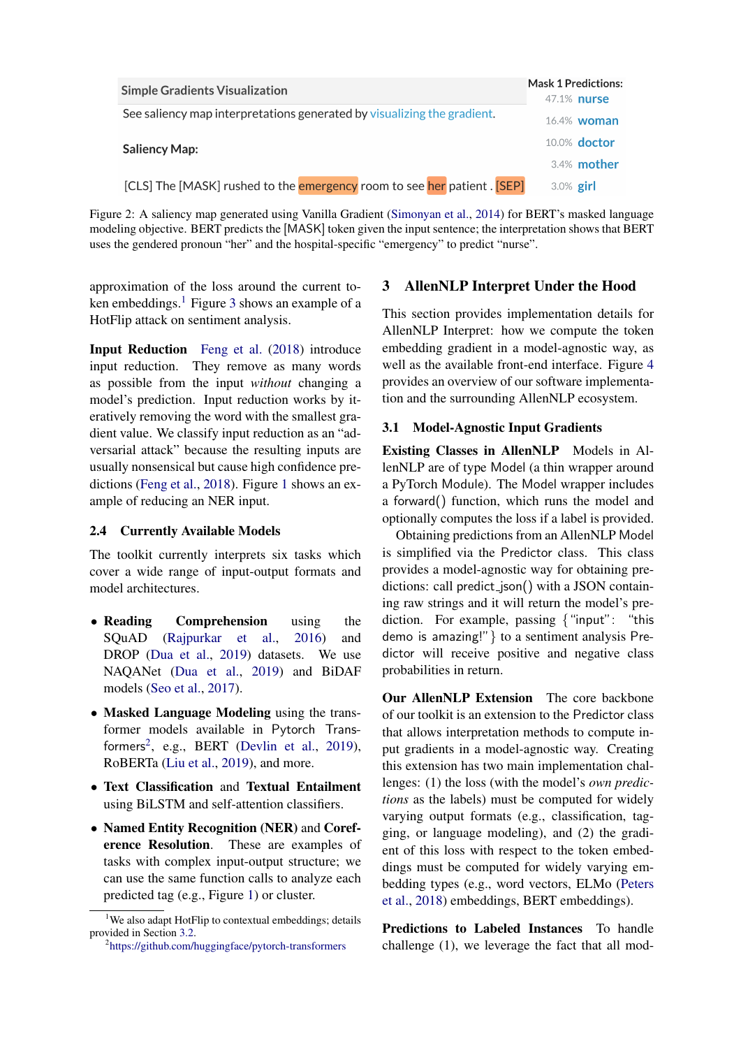Simple Gradients Visualization

See saliency map interpretations generated by visualizing the gradient.

**Saliency Map:**

[CLS] The [MASK] rushed to the emergency room to see her patient . [SEP]

Mask 1 Predictions:

47.1% nurse

16.4% woman

10.0% doctor

3.4% mother

3.0% girl

Figure 2: A saliency map generated using Vanilla Gradient (Simonyan et al., 2014) for BERT's masked language modeling objective. BERT predicts the [MASK] token given the input sentence; the interpretation shows that BERT uses the gendered pronoun "her" and the hospital-specific "emergency" to predict "nurse".

approximation of the loss around the current token embeddings.[1] Figure 3 shows an example of a HotFlip attack on sentiment analysis.

**Input Reduction** Feng et al. (2018) introduce input reduction. They remove as many words as possible from the input *without* changing a model's prediction. Input reduction works by iteratively removing the word with the smallest gradient value. We classify input reduction as an "adversarial attack" because the resulting inputs are usually nonsensical but cause high confidence predictions (Feng et al., 2018). Figure 1 shows an example of reducing an NER input.

### 2.4 Currently Available Models

The toolkit currently interprets six tasks which cover a wide range of input-output formats and model architectures.

- **Reading Comprehension** using the SQuAD (Rajpurkar et al., 2016) and DROP (Dua et al., 2019) datasets. We use NAQANet (Dua et al., 2019) and BiDAF models (Seo et al., 2017).
- **Masked Language Modeling** using the transformer models available in Pytorch Transformers[2], e.g., BERT (Devlin et al., 2019), RoBERTa (Liu et al., 2019), and more.
- **Text Classification** and **Textual Entailment** using BiLSTM and self-attention classifiers.
- **Named Entity Recognition (NER)** and **Coreference Resolution**. These are examples of tasks with complex input-output structure; we can use the same function calls to analyze each predicted tag (e.g., Figure 1) or cluster.

[1] We also adapt HotFlip to contextual embeddings; details provided in Section 3.2.

[2] https://github.com/huggingface/pytorch-transformers

## 3 AllenNLP Interpret Under the Hood

This section provides implementation details for AllenNLP Interpret: how we compute the token embedding gradient in a model-agnostic way, as well as the available front-end interface. Figure 4 provides an overview of our software implementation and the surrounding AllenNLP ecosystem.

### 3.1 Model-Agnostic Input Gradients

**Existing Classes in AllenNLP** Models in AllenNLP are of type Model (a thin wrapper around a PyTorch Module). The Model wrapper includes a forward() function, which runs the model and optionally computes the loss if a label is provided.

Obtaining predictions from an AllenNLP Model is simplified via the Predictor class. This class provides a model-agnostic way for obtaining predictions: call predict_json() with a JSON containing raw strings and it will return the model's prediction. For example, passing {"input": "this demo is amazing!"} to a sentiment analysis Predictor will receive positive and negative class probabilities in return.

**Our AllenNLP Extension** The core backbone of our toolkit is an extension to the Predictor class that allows interpretation methods to compute input gradients in a model-agnostic way. Creating this extension has two main implementation challenges: (1) the loss (with the model's *own predictions* as the labels) must be computed for widely varying output formats (e.g., classification, tagging, or language modeling), and (2) the gradient of this loss with respect to the token embeddings must be computed for widely varying embedding types (e.g., word vectors, ELMo (Peters et al., 2018) embeddings, BERT embeddings).

**Predictions to Labeled Instances** To handle challenge (1), we leverage the fact that all mod-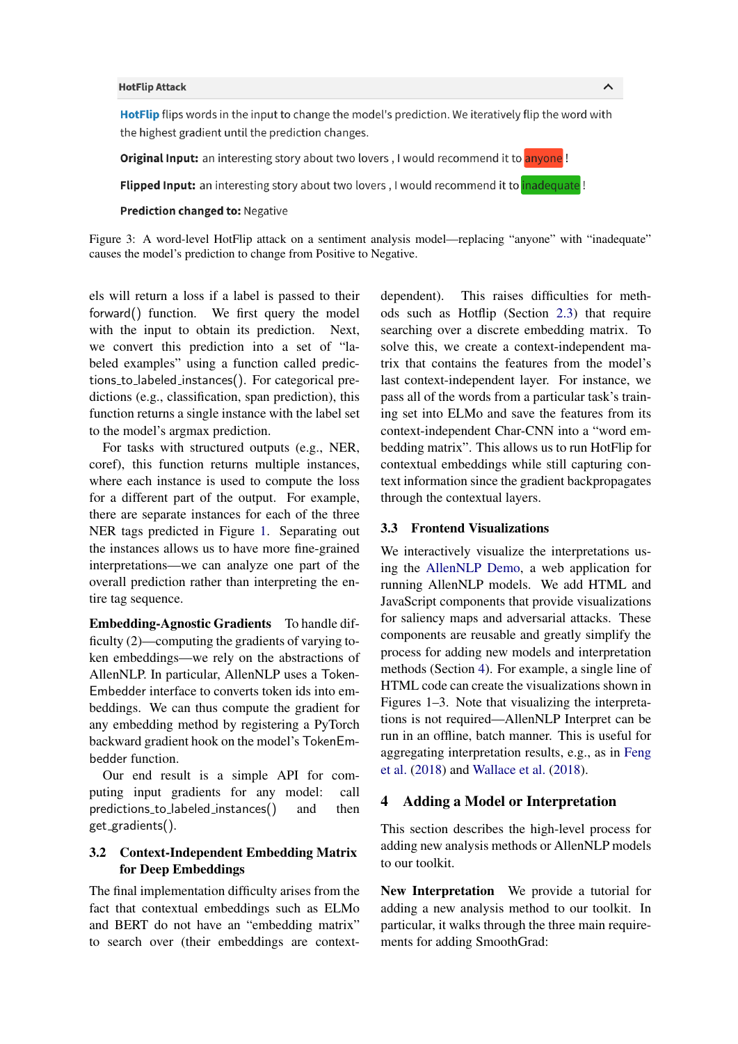HotFlip Attack

HotFlip flips words in the input to change the model's prediction. We iteratively flip the word with the highest gradient until the prediction changes.

**Original Input:** an interesting story about two lovers , I would recommend it to anyone !

**Flipped Input:** an interesting story about two lovers , I would recommend it to inadequate !

**Prediction changed to:** Negative

Figure 3: A word-level HotFlip attack on a sentiment analysis model—replacing "anyone" with "inadequate" causes the model's prediction to change from Positive to Negative.

els will return a loss if a label is passed to their forward() function. We first query the model with the input to obtain its prediction. Next, we convert this prediction into a set of "labeled examples" using a function called predictions_to_labeled_instances(). For categorical predictions (e.g., classification, span prediction), this function returns a single instance with the label set to the model's argmax prediction.

For tasks with structured outputs (e.g., NER, coref), this function returns multiple instances, where each instance is used to compute the loss for a different part of the output. For example, there are separate instances for each of the three NER tags predicted in Figure 1. Separating out the instances allows us to have more fine-grained interpretations—we can analyze one part of the overall prediction rather than interpreting the entire tag sequence.

**Embedding-Agnostic Gradients** To handle difficulty (2)—computing the gradients of varying token embeddings—we rely on the abstractions of AllenNLP. In particular, AllenNLP uses a TokenEmbedder interface to converts token ids into embeddings. We can thus compute the gradient for any embedding method by registering a PyTorch backward gradient hook on the model's TokenEmbedder function.

Our end result is a simple API for computing input gradients for any model: call predictions_to_labeled_instances() and then get_gradients().

### 3.2 Context-Independent Embedding Matrix for Deep Embeddings

The final implementation difficulty arises from the fact that contextual embeddings such as ELMo and BERT do not have an "embedding matrix" to search over (their embeddings are context-dependent). This raises difficulties for methods such as Hotflip (Section 2.3) that require searching over a discrete embedding matrix. To solve this, we create a context-independent matrix that contains the features from the model's last context-independent layer. For instance, we pass all of the words from a particular task's training set into ELMo and save the features from its context-independent Char-CNN into a "word embedding matrix". This allows us to run HotFlip for contextual embeddings while still capturing context information since the gradient backpropagates through the contextual layers.

### 3.3 Frontend Visualizations

We interactively visualize the interpretations using the AllenNLP Demo, a web application for running AllenNLP models. We add HTML and JavaScript components that provide visualizations for saliency maps and adversarial attacks. These components are reusable and greatly simplify the process for adding new models and interpretation methods (Section 4). For example, a single line of HTML code can create the visualizations shown in Figures 1–3. Note that visualizing the interpretations is not required—AllenNLP Interpret can be run in an offline, batch manner. This is useful for aggregating interpretation results, e.g., as in Feng et al. (2018) and Wallace et al. (2018).

## 4 Adding a Model or Interpretation

This section describes the high-level process for adding new analysis methods or AllenNLP models to our toolkit.

**New Interpretation** We provide a tutorial for adding a new analysis method to our toolkit. In particular, it walks through the three main requirements for adding SmoothGrad: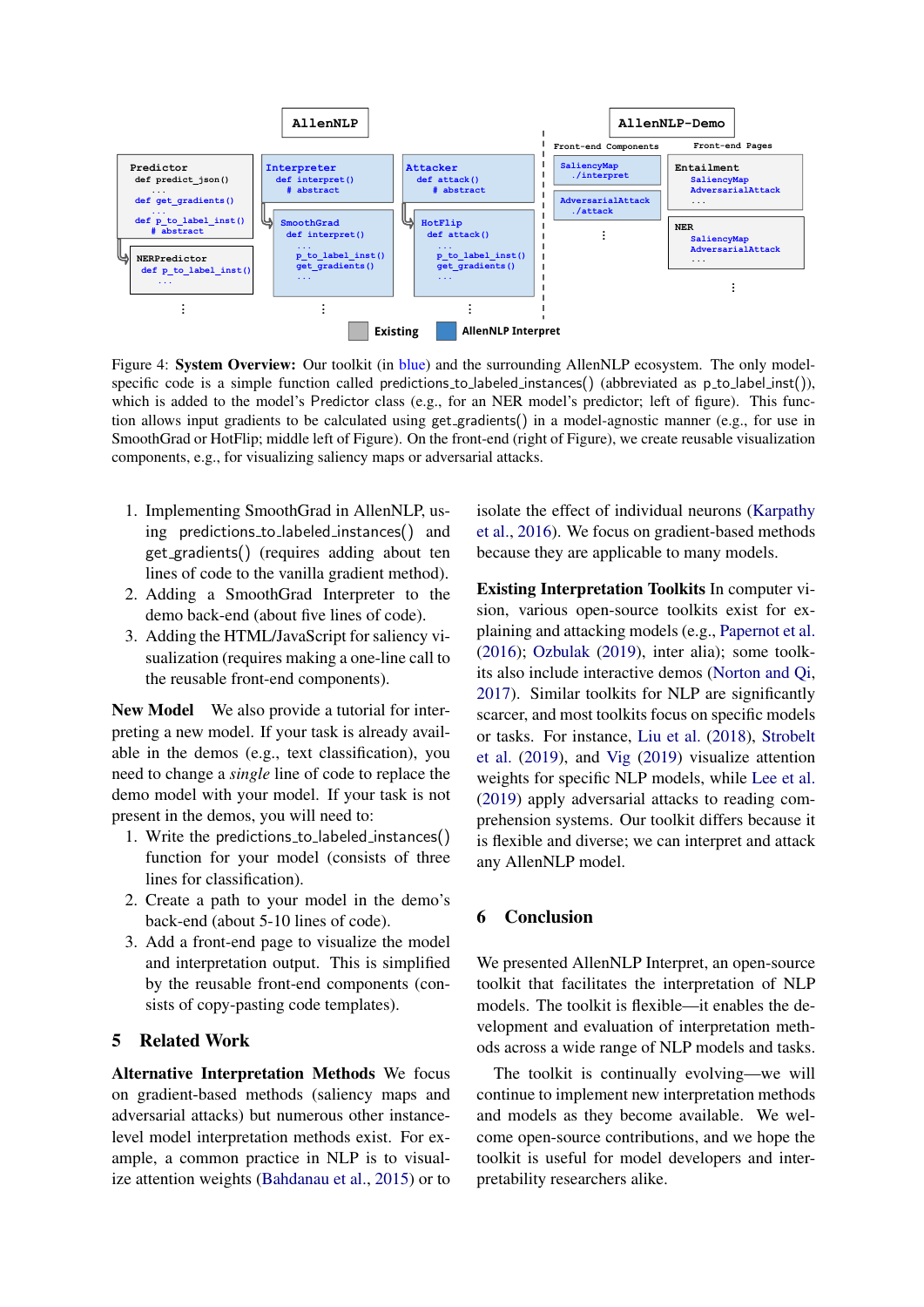Figure 4: **System Overview:** Our toolkit (in blue) and the surrounding AllenNLP ecosystem. The only model-specific code is a simple function called predictions_to_labeled_instances() (abbreviated as p_to_label_inst()), which is added to the model's Predictor class (e.g., for an NER model's predictor; left of figure). This function allows input gradients to be calculated using get_gradients() in a model-agnostic manner (e.g., for use in SmoothGrad or HotFlip; middle left of Figure). On the front-end (right of Figure), we create reusable visualization components, e.g., for visualizing saliency maps or adversarial attacks.

1. Implementing SmoothGrad in AllenNLP, using predictions_to_labeled_instances() and get_gradients() (requires adding about ten lines of code to the vanilla gradient method).
2. Adding a SmoothGrad Interpreter to the demo back-end (about five lines of code).
3. Adding the HTML/JavaScript for saliency visualization (requires making a one-line call to the reusable front-end components).

**New Model** We also provide a tutorial for interpreting a new model. If your task is already available in the demos (e.g., text classification), you need to change a *single* line of code to replace the demo model with your model. If your task is not present in the demos, you will need to:

1. Write the predictions_to_labeled_instances() function for your model (consists of three lines for classification).
2. Create a path to your model in the demo's back-end (about 5-10 lines of code).
3. Add a front-end page to visualize the model and interpretation output. This is simplified by the reusable front-end components (consists of copy-pasting code templates).

## 5 Related Work

**Alternative Interpretation Methods** We focus on gradient-based methods (saliency maps and adversarial attacks) but numerous other instance-level model interpretation methods exist. For example, a common practice in NLP is to visualize attention weights (Bahdanau et al., 2015) or to isolate the effect of individual neurons (Karpathy et al., 2016). We focus on gradient-based methods because they are applicable to many models.

**Existing Interpretation Toolkits** In computer vision, various open-source toolkits exist for explaining and attacking models (e.g., Papernot et al. (2016); Ozbulak (2019), inter alia); some toolkits also include interactive demos (Norton and Qi, 2017). Similar toolkits for NLP are significantly scarcer, and most toolkits focus on specific models or tasks. For instance, Liu et al. (2018), Strobelt et al. (2019), and Vig (2019) visualize attention weights for specific NLP models, while Lee et al. (2019) apply adversarial attacks to reading comprehension systems. Our toolkit differs because it is flexible and diverse; we can interpret and attack any AllenNLP model.

## 6 Conclusion

We presented AllenNLP Interpret, an open-source toolkit that facilitates the interpretation of NLP models. The toolkit is flexible—it enables the development and evaluation of interpretation methods across a wide range of NLP models and tasks.

The toolkit is continually evolving—we will continue to implement new interpretation methods and models as they become available. We welcome open-source contributions, and we hope the toolkit is useful for model developers and interpretability researchers alike.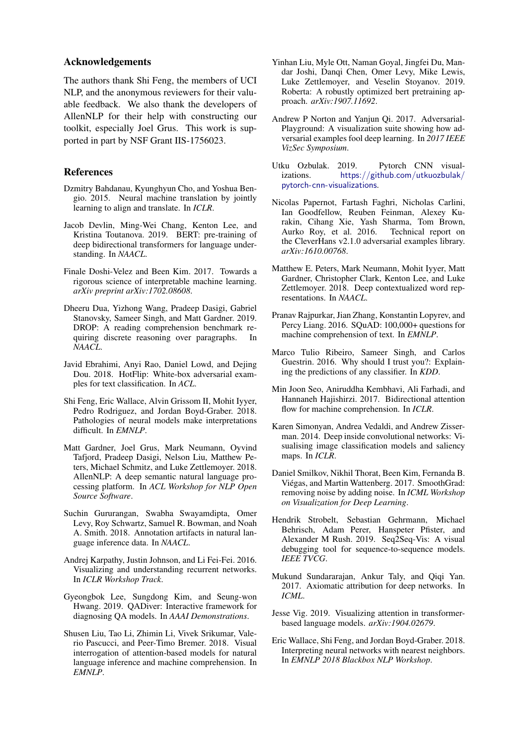## Acknowledgements

The authors thank Shi Feng, the members of UCI NLP, and the anonymous reviewers for their valuable feedback. We also thank the developers of AllenNLP for their help with constructing our toolkit, especially Joel Grus. This work is supported in part by NSF Grant IIS-1756023.

## References

Dzmitry Bahdanau, Kyunghyun Cho, and Yoshua Bengio. 2015. Neural machine translation by jointly learning to align and translate. In *ICLR*.

Jacob Devlin, Ming-Wei Chang, Kenton Lee, and Kristina Toutanova. 2019. BERT: pre-training of deep bidirectional transformers for language understanding. In *NAACL*.

Finale Doshi-Velez and Been Kim. 2017. Towards a rigorous science of interpretable machine learning. *arXiv preprint arXiv:1702.08608*.

Dheeru Dua, Yizhong Wang, Pradeep Dasigi, Gabriel Stanovsky, Sameer Singh, and Matt Gardner. 2019. DROP: A reading comprehension benchmark requiring discrete reasoning over paragraphs. In *NAACL*.

Javid Ebrahimi, Anyi Rao, Daniel Lowd, and Dejing Dou. 2018. HotFlip: White-box adversarial examples for text classification. In *ACL*.

Shi Feng, Eric Wallace, Alvin Grissom II, Mohit Iyyer, Pedro Rodriguez, and Jordan Boyd-Graber. 2018. Pathologies of neural models make interpretations difficult. In *EMNLP*.

Matt Gardner, Joel Grus, Mark Neumann, Oyvind Tafjord, Pradeep Dasigi, Nelson Liu, Matthew Peters, Michael Schmitz, and Luke Zettlemoyer. 2018. AllenNLP: A deep semantic natural language processing platform. In *ACL Workshop for NLP Open Source Software*.

Suchin Gururangan, Swabha Swayamdipta, Omer Levy, Roy Schwartz, Samuel R. Bowman, and Noah A. Smith. 2018. Annotation artifacts in natural language inference data. In *NAACL*.

Andrej Karpathy, Justin Johnson, and Li Fei-Fei. 2016. Visualizing and understanding recurrent networks. In *ICLR Workshop Track*.

Gyeongbok Lee, Sungdong Kim, and Seung-won Hwang. 2019. QADiver: Interactive framework for diagnosing QA models. In *AAAI Demonstrations*.

Shusen Liu, Tao Li, Zhimin Li, Vivek Srikumar, Valerio Pascucci, and Peer-Timo Bremer. 2018. Visual interrogation of attention-based models for natural language inference and machine comprehension. In *EMNLP*.

Yinhan Liu, Myle Ott, Naman Goyal, Jingfei Du, Mandar Joshi, Danqi Chen, Omer Levy, Mike Lewis, Luke Zettlemoyer, and Veselin Stoyanov. 2019. Roberta: A robustly optimized bert pretraining approach. *arXiv:1907.11692*.

Andrew P Norton and Yanjun Qi. 2017. Adversarial-Playground: A visualization suite showing how adversarial examples fool deep learning. In *2017 IEEE VizSec Symposium*.

Utku Ozbulak. 2019. Pytorch CNN visualizations. https://github.com/utkuozbulak/pytorch-cnn-visualizations.

Nicolas Papernot, Fartash Faghri, Nicholas Carlini, Ian Goodfellow, Reuben Feinman, Alexey Kurakin, Cihang Xie, Yash Sharma, Tom Brown, Aurko Roy, et al. 2016. Technical report on the CleverHans v2.1.0 adversarial examples library. *arXiv:1610.00768*.

Matthew E. Peters, Mark Neumann, Mohit Iyyer, Matt Gardner, Christopher Clark, Kenton Lee, and Luke Zettlemoyer. 2018. Deep contextualized word representations. In *NAACL*.

Pranav Rajpurkar, Jian Zhang, Konstantin Lopyrev, and Percy Liang. 2016. SQuAD: 100,000+ questions for machine comprehension of text. In *EMNLP*.

Marco Tulio Ribeiro, Sameer Singh, and Carlos Guestrin. 2016. Why should I trust you?: Explaining the predictions of any classifier. In *KDD*.

Min Joon Seo, Aniruddha Kembhavi, Ali Farhadi, and Hannaneh Hajishirzi. 2017. Bidirectional attention flow for machine comprehension. In *ICLR*.

Karen Simonyan, Andrea Vedaldi, and Andrew Zisserman. 2014. Deep inside convolutional networks: Visualising image classification models and saliency maps. In *ICLR*.

Daniel Smilkov, Nikhil Thorat, Been Kim, Fernanda B. Viégas, and Martin Wattenberg. 2017. SmoothGrad: removing noise by adding noise. In *ICML Workshop on Visualization for Deep Learning*.

Hendrik Strobelt, Sebastian Gehrmann, Michael Behrisch, Adam Perer, Hanspeter Pfister, and Alexander M Rush. 2019. Seq2Seq-Vis: A visual debugging tool for sequence-to-sequence models. *IEEE TVCG*.

Mukund Sundararajan, Ankur Taly, and Qiqi Yan. 2017. Axiomatic attribution for deep networks. In *ICML*.

Jesse Vig. 2019. Visualizing attention in transformer-based language models. *arXiv:1904.02679*.

Eric Wallace, Shi Feng, and Jordan Boyd-Graber. 2018. Interpreting neural networks with nearest neighbors. In *EMNLP 2018 Blackbox NLP Workshop*.